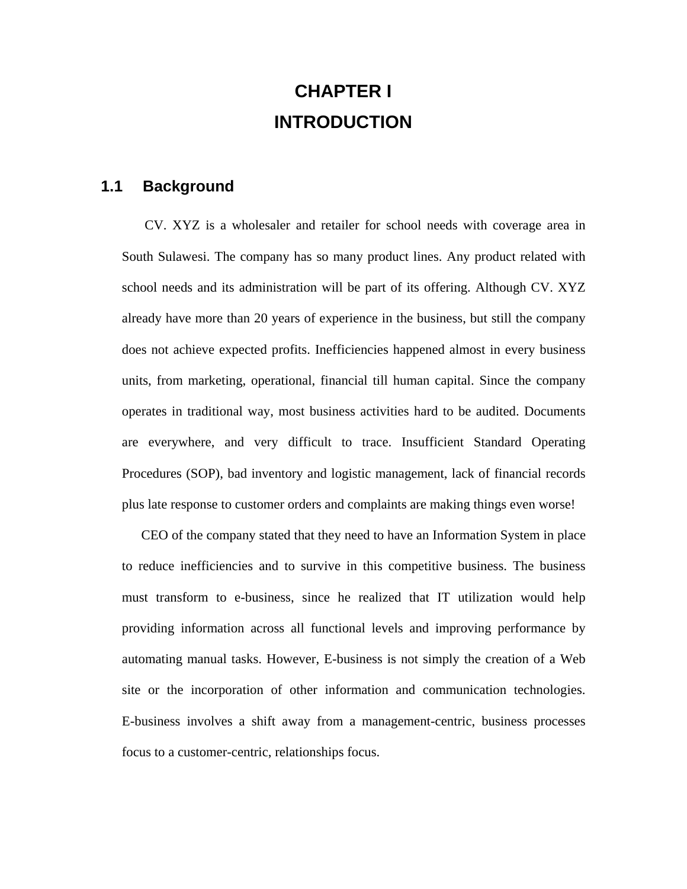# CHAPTER I
# INTRODUCTION

## 1.1 Background

CV. XYZ is a wholesaler and retailer for school needs with coverage area in South Sulawesi. The company has so many product lines. Any product related with school needs and its administration will be part of its offering. Although CV. XYZ already have more than 20 years of experience in the business, but still the company does not achieve expected profits. Inefficiencies happened almost in every business units, from marketing, operational, financial till human capital. Since the company operates in traditional way, most business activities hard to be audited. Documents are everywhere, and very difficult to trace. Insufficient Standard Operating Procedures (SOP), bad inventory and logistic management, lack of financial records plus late response to customer orders and complaints are making things even worse!

CEO of the company stated that they need to have an Information System in place to reduce inefficiencies and to survive in this competitive business. The business must transform to e-business, since he realized that IT utilization would help providing information across all functional levels and improving performance by automating manual tasks. However, E-business is not simply the creation of a Web site or the incorporation of other information and communication technologies. E-business involves a shift away from a management-centric, business processes focus to a customer-centric, relationships focus.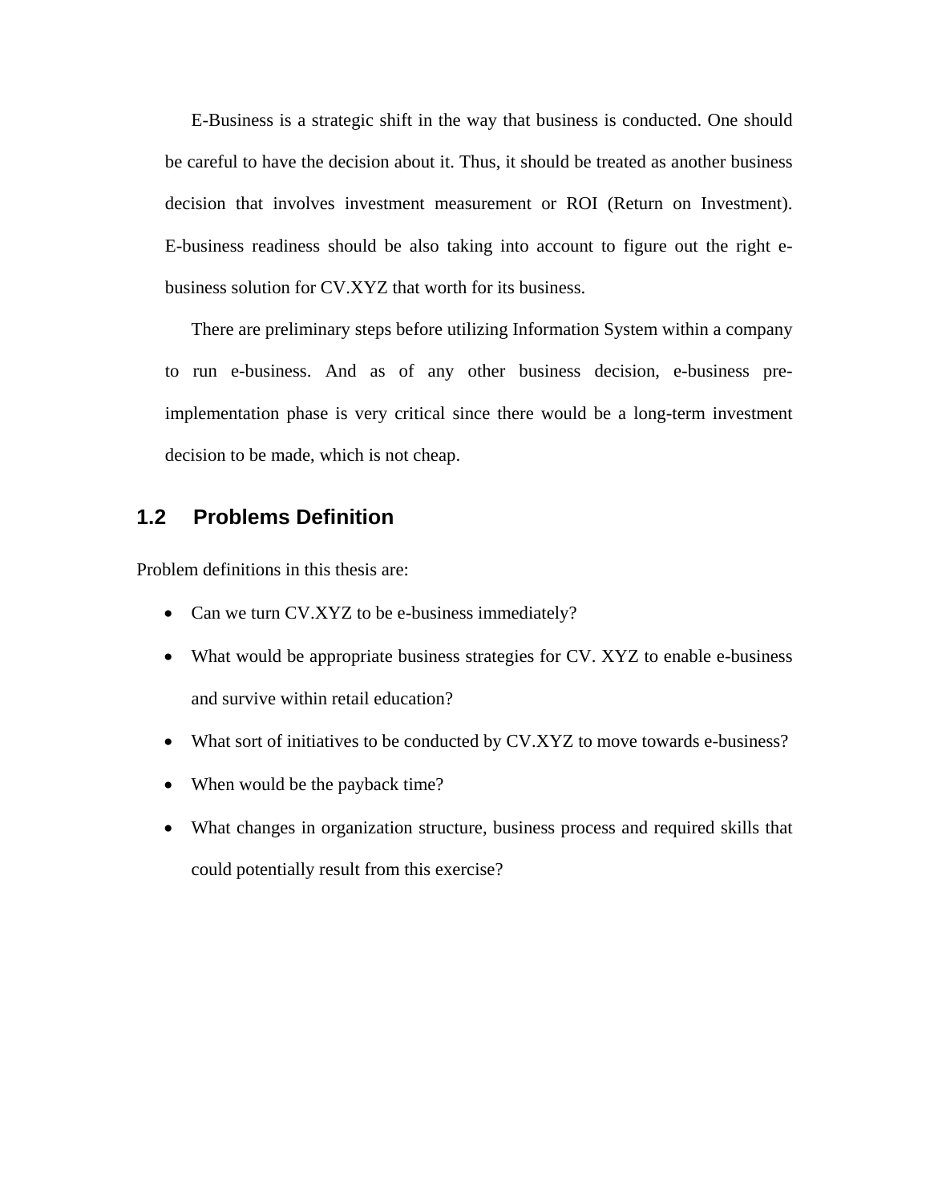E-Business is a strategic shift in the way that business is conducted. One should be careful to have the decision about it. Thus, it should be treated as another business decision that involves investment measurement or ROI (Return on Investment). E-business readiness should be also taking into account to figure out the right e-business solution for CV.XYZ that worth for its business.

There are preliminary steps before utilizing Information System within a company to run e-business. And as of any other business decision, e-business pre-implementation phase is very critical since there would be a long-term investment decision to be made, which is not cheap.

## 1.2 Problems Definition

Problem definitions in this thesis are:

- Can we turn CV.XYZ to be e-business immediately?
- What would be appropriate business strategies for CV. XYZ to enable e-business and survive within retail education?
- What sort of initiatives to be conducted by CV.XYZ to move towards e-business?
- When would be the payback time?
- What changes in organization structure, business process and required skills that could potentially result from this exercise?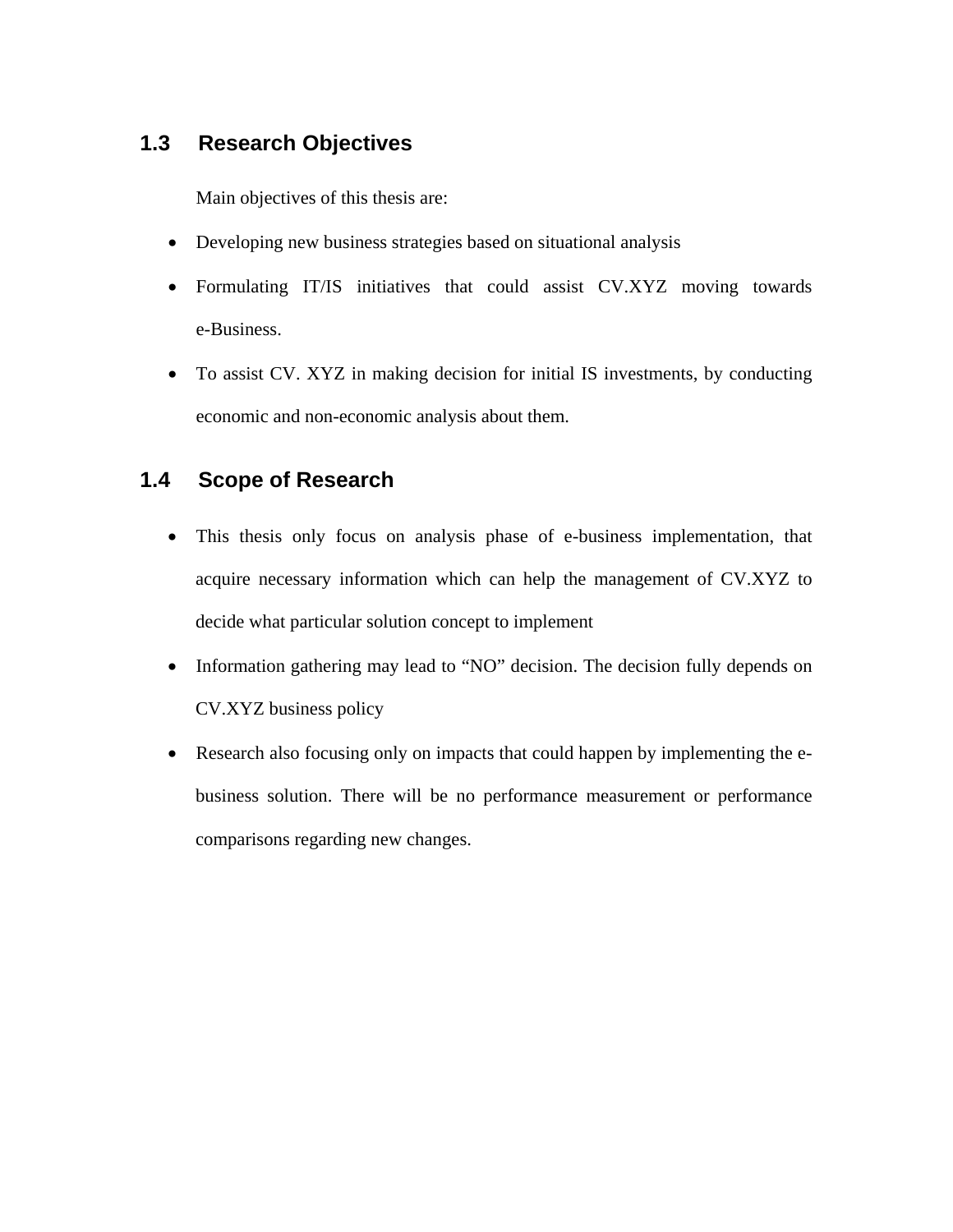## 1.3 Research Objectives

Main objectives of this thesis are:

- Developing new business strategies based on situational analysis
- Formulating IT/IS initiatives that could assist CV.XYZ moving towards e-Business.
- To assist CV. XYZ in making decision for initial IS investments, by conducting economic and non-economic analysis about them.

## 1.4 Scope of Research

- This thesis only focus on analysis phase of e-business implementation, that acquire necessary information which can help the management of CV.XYZ to decide what particular solution concept to implement
- Information gathering may lead to "NO" decision. The decision fully depends on CV.XYZ business policy
- Research also focusing only on impacts that could happen by implementing the e-business solution. There will be no performance measurement or performance comparisons regarding new changes.